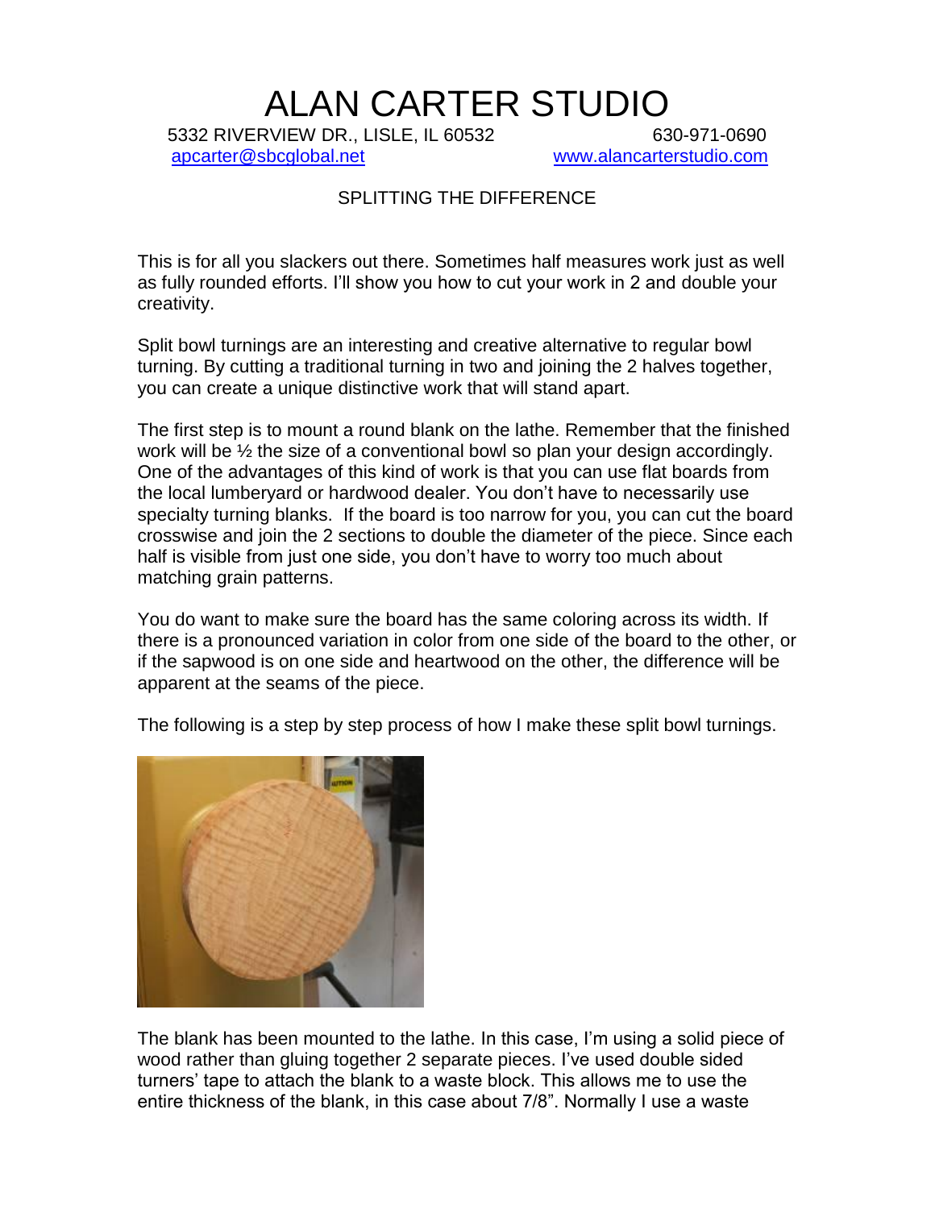# ALAN CARTER STUDIO

5332 RIVERVIEW DR., LISLE, IL 60532 630-971-0690
apcarter@sbcglobal.net www.alancarterstudio.com

## SPLITTING THE DIFFERENCE

This is for all you slackers out there. Sometimes half measures work just as well as fully rounded efforts. I'll show you how to cut your work in 2 and double your creativity.

Split bowl turnings are an interesting and creative alternative to regular bowl turning. By cutting a traditional turning in two and joining the 2 halves together, you can create a unique distinctive work that will stand apart.

The first step is to mount a round blank on the lathe. Remember that the finished work will be ½ the size of a conventional bowl so plan your design accordingly. One of the advantages of this kind of work is that you can use flat boards from the local lumberyard or hardwood dealer. You don't have to necessarily use specialty turning blanks. If the board is too narrow for you, you can cut the board crosswise and join the 2 sections to double the diameter of the piece. Since each half is visible from just one side, you don't have to worry too much about matching grain patterns.

You do want to make sure the board has the same coloring across its width. If there is a pronounced variation in color from one side of the board to the other, or if the sapwood is on one side and heartwood on the other, the difference will be apparent at the seams of the piece.

The following is a step by step process of how I make these split bowl turnings.

The blank has been mounted to the lathe. In this case, I'm using a solid piece of wood rather than gluing together 2 separate pieces. I've used double sided turners' tape to attach the blank to a waste block. This allows me to use the entire thickness of the blank, in this case about 7/8". Normally I use a waste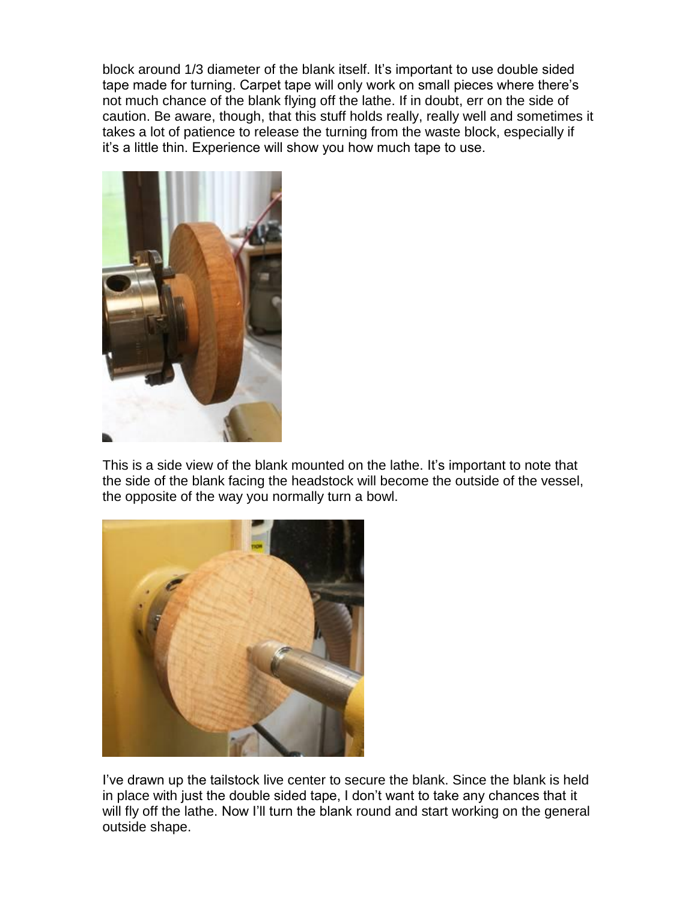block around 1/3 diameter of the blank itself. It's important to use double sided tape made for turning. Carpet tape will only work on small pieces where there's not much chance of the blank flying off the lathe. If in doubt, err on the side of caution. Be aware, though, that this stuff holds really, really well and sometimes it takes a lot of patience to release the turning from the waste block, especially if it's a little thin. Experience will show you how much tape to use.

This is a side view of the blank mounted on the lathe. It's important to note that the side of the blank facing the headstock will become the outside of the vessel, the opposite of the way you normally turn a bowl.

I've drawn up the tailstock live center to secure the blank. Since the blank is held in place with just the double sided tape, I don't want to take any chances that it will fly off the lathe. Now I'll turn the blank round and start working on the general outside shape.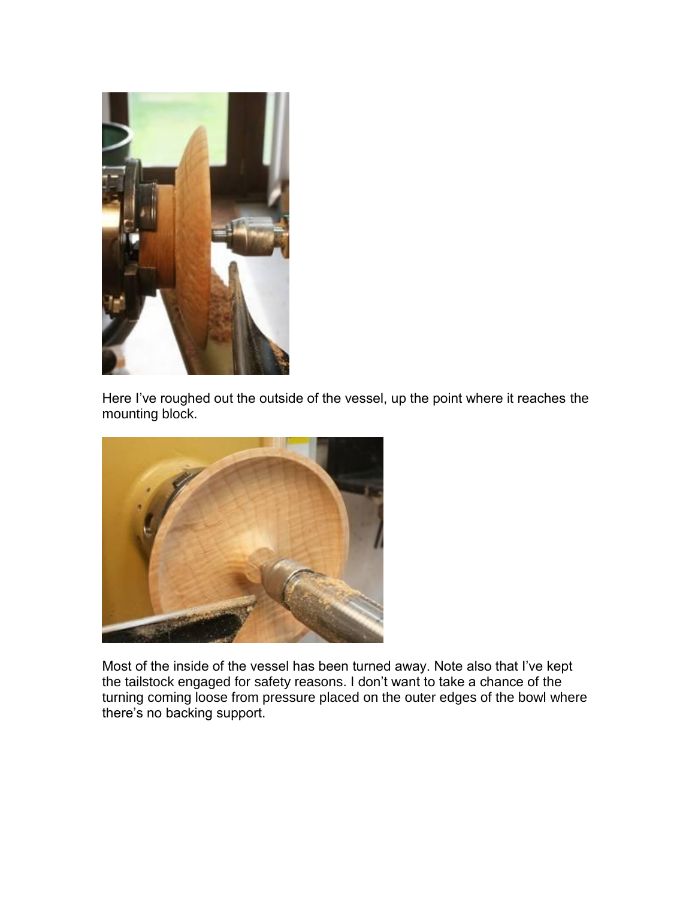Here I’ve roughed out the outside of the vessel, up the point where it reaches the mounting block.

Most of the inside of the vessel has been turned away. Note also that I’ve kept the tailstock engaged for safety reasons. I don’t want to take a chance of the turning coming loose from pressure placed on the outer edges of the bowl where there’s no backing support.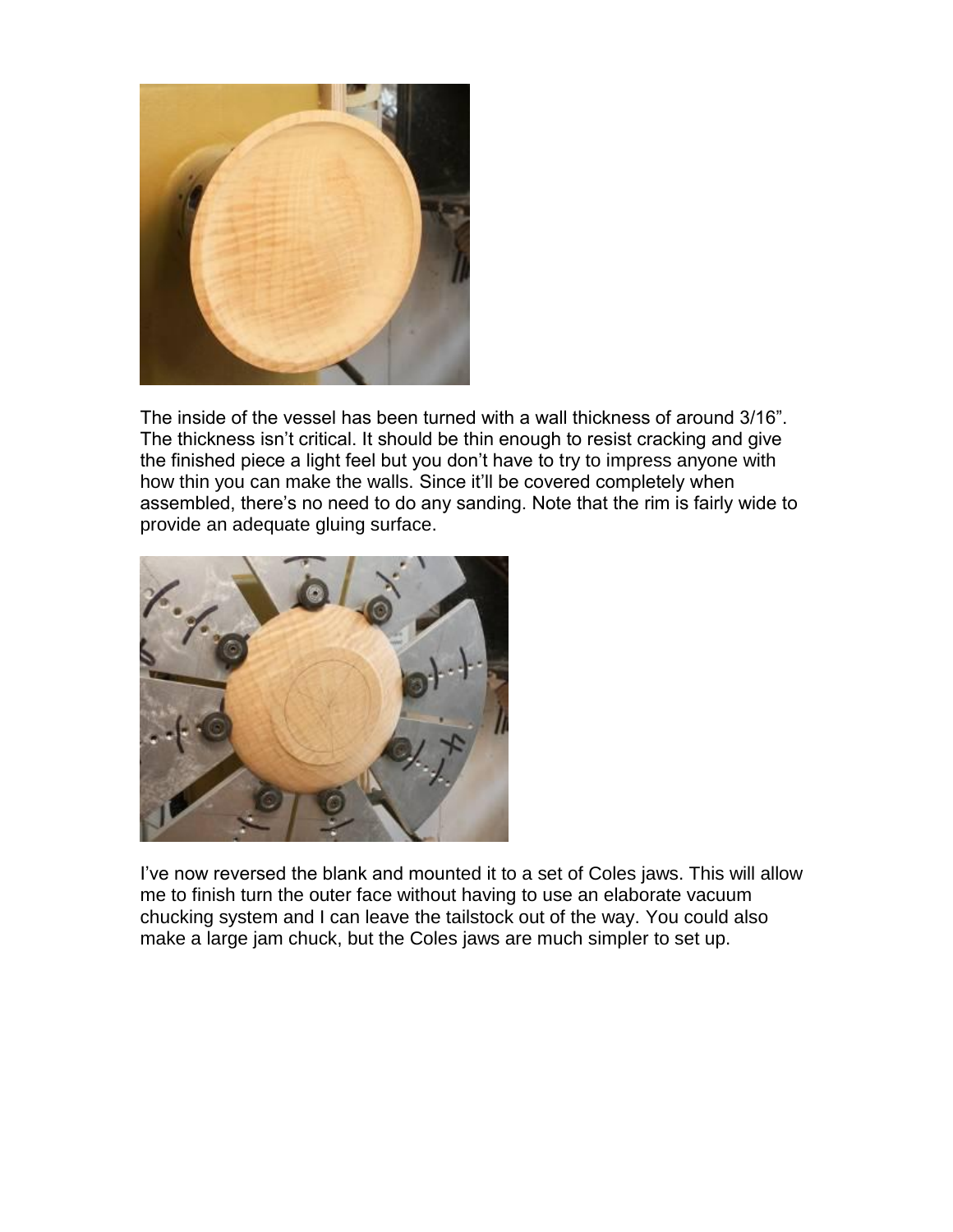The inside of the vessel has been turned with a wall thickness of around 3/16". The thickness isn't critical. It should be thin enough to resist cracking and give the finished piece a light feel but you don't have to try to impress anyone with how thin you can make the walls. Since it'll be covered completely when assembled, there's no need to do any sanding. Note that the rim is fairly wide to provide an adequate gluing surface.

I've now reversed the blank and mounted it to a set of Coles jaws. This will allow me to finish turn the outer face without having to use an elaborate vacuum chucking system and I can leave the tailstock out of the way. You could also make a large jam chuck, but the Coles jaws are much simpler to set up.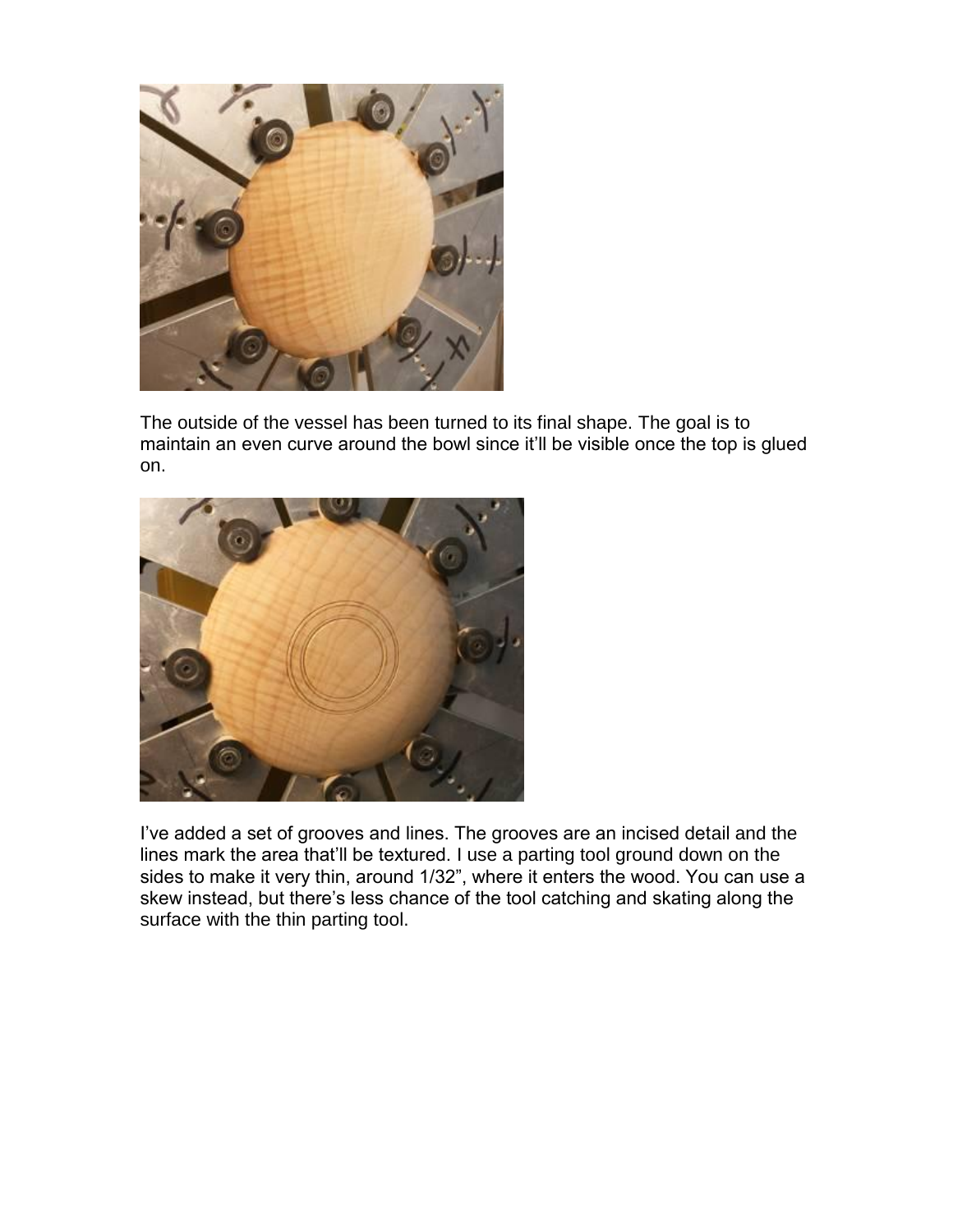The outside of the vessel has been turned to its final shape. The goal is to maintain an even curve around the bowl since it'll be visible once the top is glued on.

I've added a set of grooves and lines. The grooves are an incised detail and the lines mark the area that'll be textured. I use a parting tool ground down on the sides to make it very thin, around 1/32", where it enters the wood. You can use a skew instead, but there's less chance of the tool catching and skating along the surface with the thin parting tool.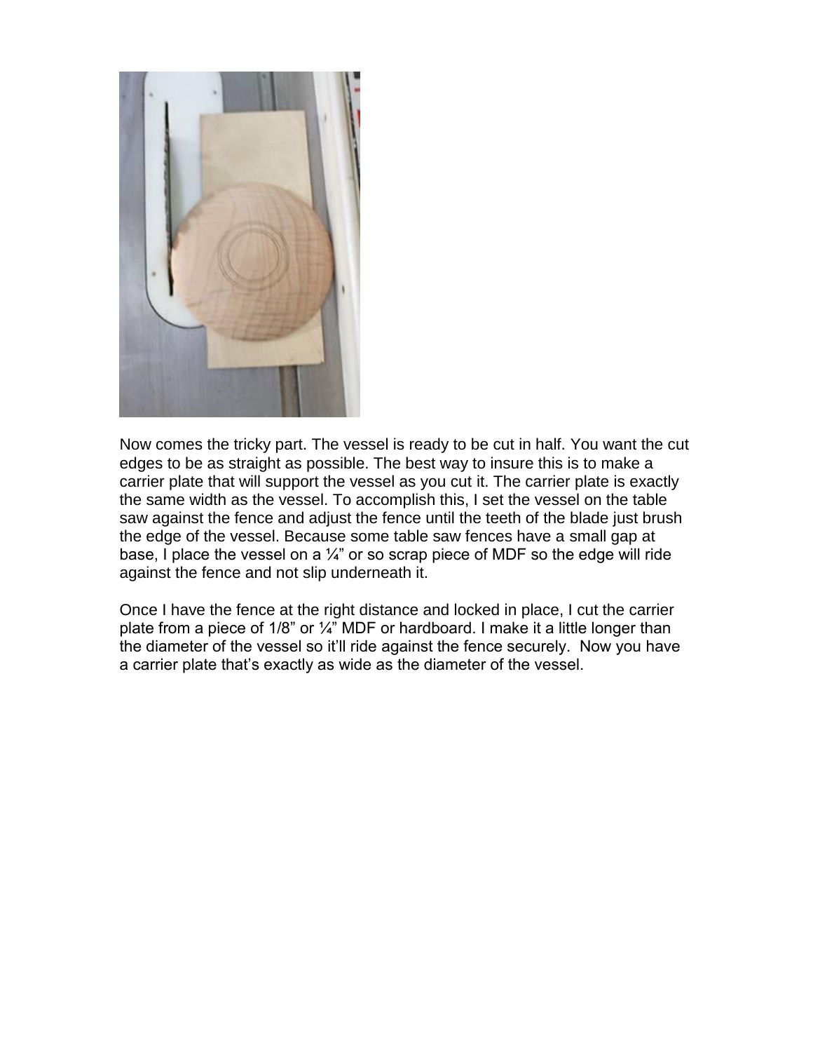Now comes the tricky part. The vessel is ready to be cut in half. You want the cut edges to be as straight as possible. The best way to insure this is to make a carrier plate that will support the vessel as you cut it. The carrier plate is exactly the same width as the vessel. To accomplish this, I set the vessel on the table saw against the fence and adjust the fence until the teeth of the blade just brush the edge of the vessel. Because some table saw fences have a small gap at base, I place the vessel on a ¼" or so scrap piece of MDF so the edge will ride against the fence and not slip underneath it.

Once I have the fence at the right distance and locked in place, I cut the carrier plate from a piece of 1/8" or ¼" MDF or hardboard. I make it a little longer than the diameter of the vessel so it'll ride against the fence securely. Now you have a carrier plate that's exactly as wide as the diameter of the vessel.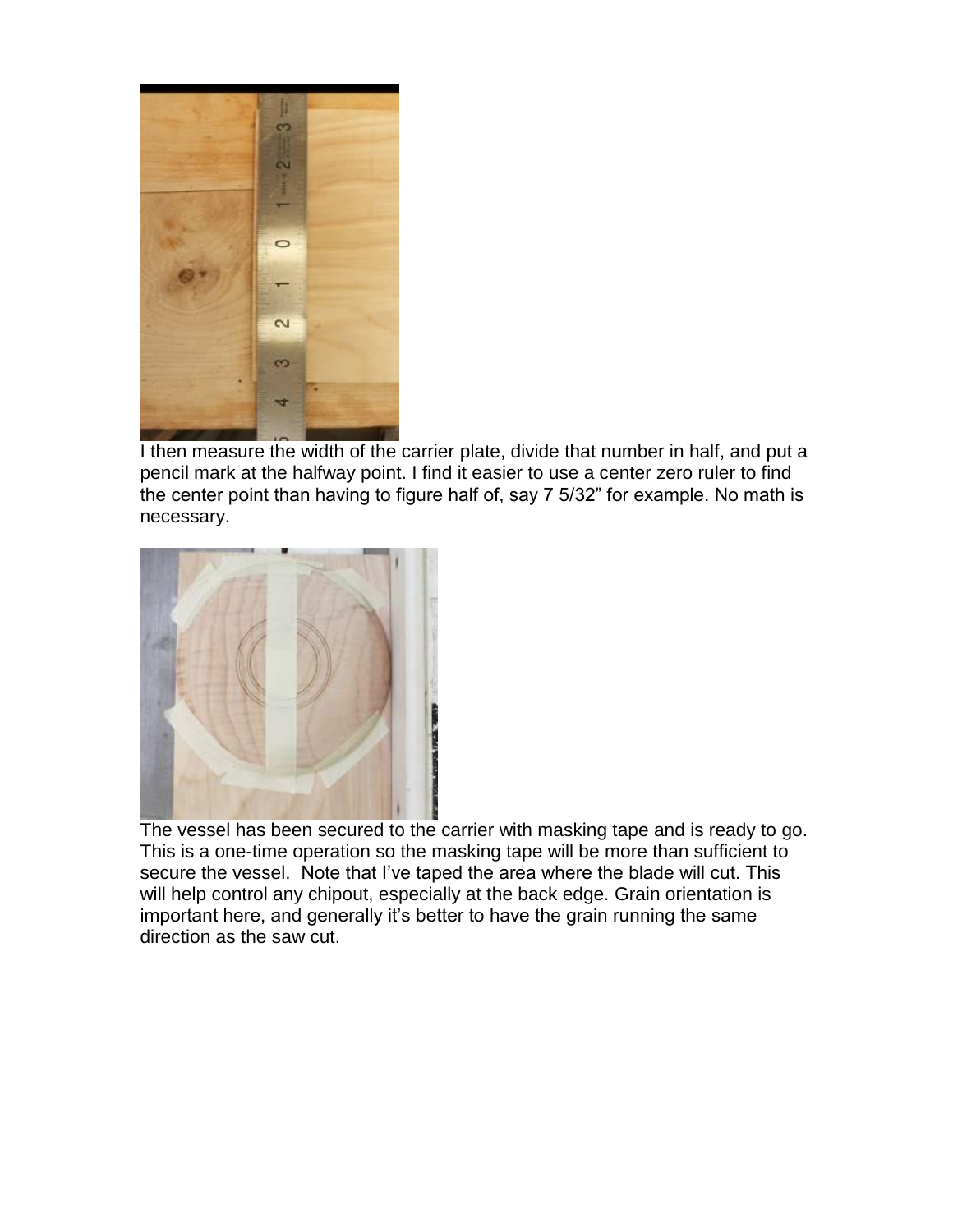I then measure the width of the carrier plate, divide that number in half, and put a pencil mark at the halfway point. I find it easier to use a center zero ruler to find the center point than having to figure half of, say 7 5/32" for example. No math is necessary.

The vessel has been secured to the carrier with masking tape and is ready to go. This is a one-time operation so the masking tape will be more than sufficient to secure the vessel. Note that I've taped the area where the blade will cut. This will help control any chipout, especially at the back edge. Grain orientation is important here, and generally it's better to have the grain running the same direction as the saw cut.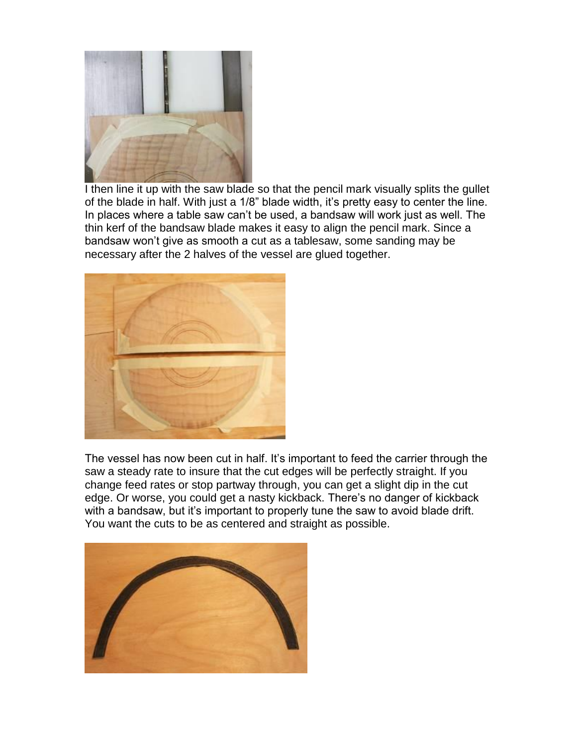I then line it up with the saw blade so that the pencil mark visually splits the gullet of the blade in half. With just a 1/8" blade width, it's pretty easy to center the line. In places where a table saw can't be used, a bandsaw will work just as well. The thin kerf of the bandsaw blade makes it easy to align the pencil mark. Since a bandsaw won't give as smooth a cut as a tablesaw, some sanding may be necessary after the 2 halves of the vessel are glued together.

The vessel has now been cut in half. It's important to feed the carrier through the saw a steady rate to insure that the cut edges will be perfectly straight. If you change feed rates or stop partway through, you can get a slight dip in the cut edge. Or worse, you could get a nasty kickback. There's no danger of kickback with a bandsaw, but it's important to properly tune the saw to avoid blade drift. You want the cuts to be as centered and straight as possible.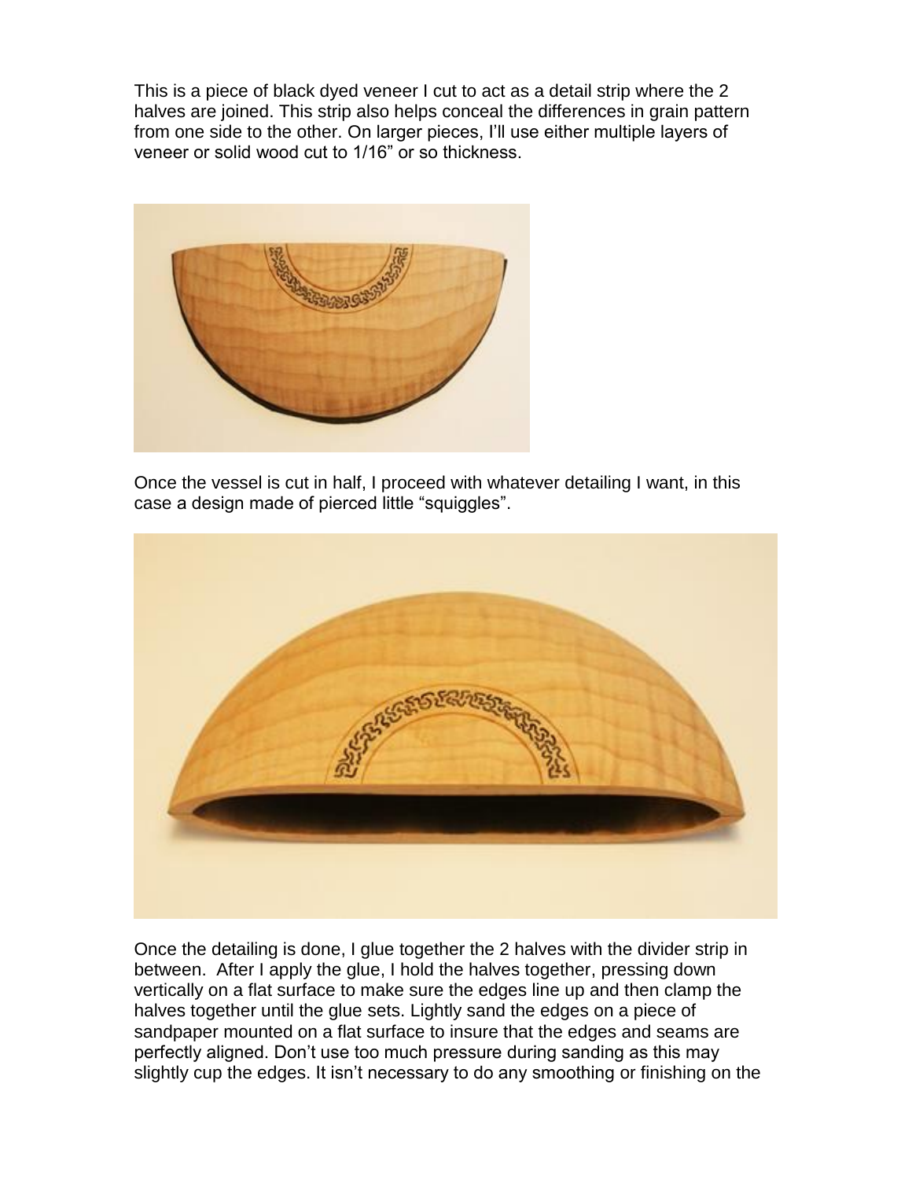This is a piece of black dyed veneer I cut to act as a detail strip where the 2 halves are joined. This strip also helps conceal the differences in grain pattern from one side to the other. On larger pieces, I'll use either multiple layers of veneer or solid wood cut to 1/16" or so thickness.

Once the vessel is cut in half, I proceed with whatever detailing I want, in this case a design made of pierced little "squiggles".

Once the detailing is done, I glue together the 2 halves with the divider strip in between. After I apply the glue, I hold the halves together, pressing down vertically on a flat surface to make sure the edges line up and then clamp the halves together until the glue sets. Lightly sand the edges on a piece of sandpaper mounted on a flat surface to insure that the edges and seams are perfectly aligned. Don't use too much pressure during sanding as this may slightly cup the edges. It isn't necessary to do any smoothing or finishing on the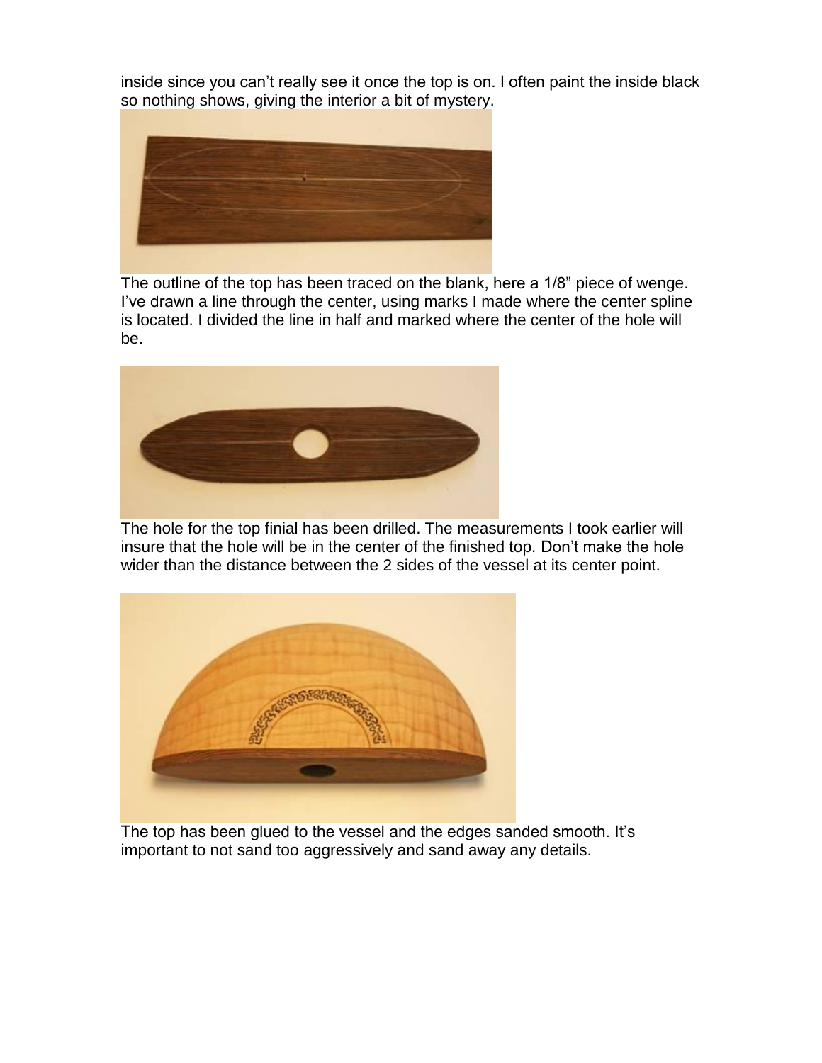inside since you can't really see it once the top is on. I often paint the inside black so nothing shows, giving the interior a bit of mystery.

The outline of the top has been traced on the blank, here a 1/8" piece of wenge. I've drawn a line through the center, using marks I made where the center spline is located. I divided the line in half and marked where the center of the hole will be.

The hole for the top finial has been drilled. The measurements I took earlier will insure that the hole will be in the center of the finished top. Don't make the hole wider than the distance between the 2 sides of the vessel at its center point.

The top has been glued to the vessel and the edges sanded smooth. It's important to not sand too aggressively and sand away any details.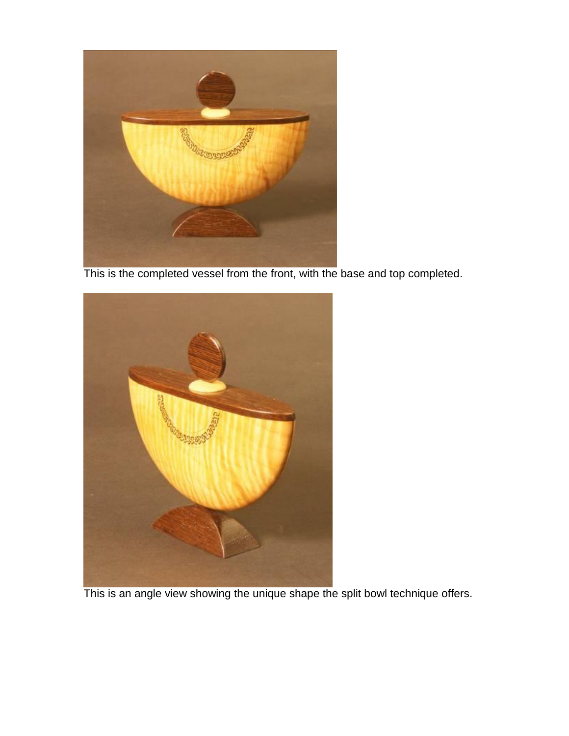This is the completed vessel from the front, with the base and top completed.

This is an angle view showing the unique shape the split bowl technique offers.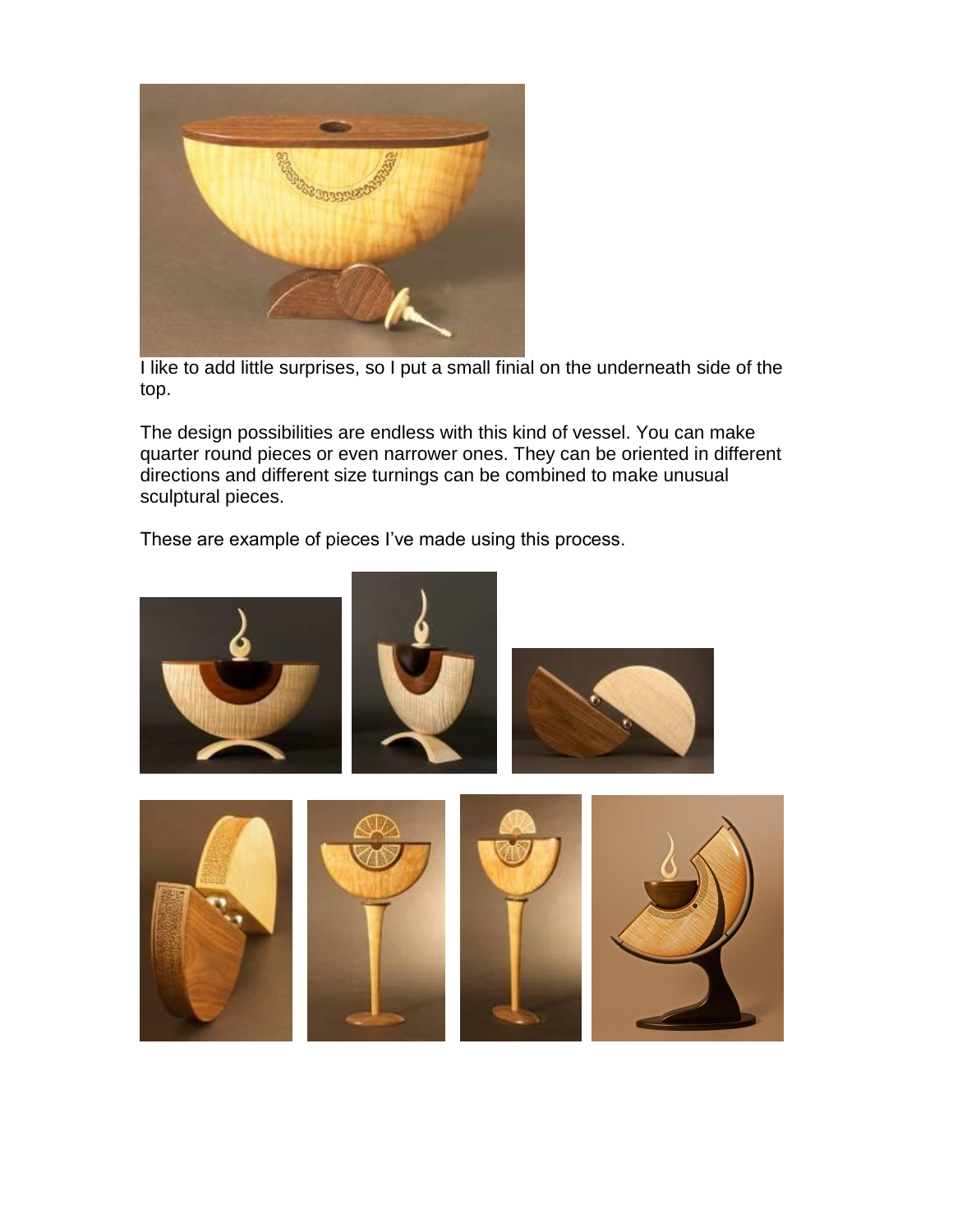I like to add little surprises, so I put a small finial on the underneath side of the top.

The design possibilities are endless with this kind of vessel. You can make quarter round pieces or even narrower ones. They can be oriented in different directions and different size turnings can be combined to make unusual sculptural pieces.

These are example of pieces I've made using this process.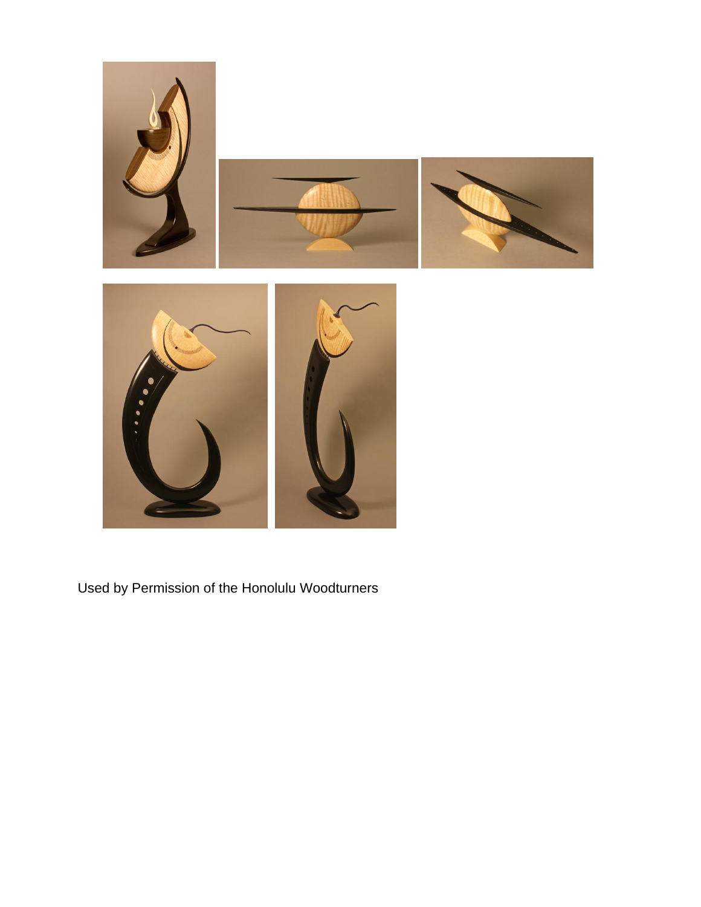Used by Permission of the Honolulu Woodturners